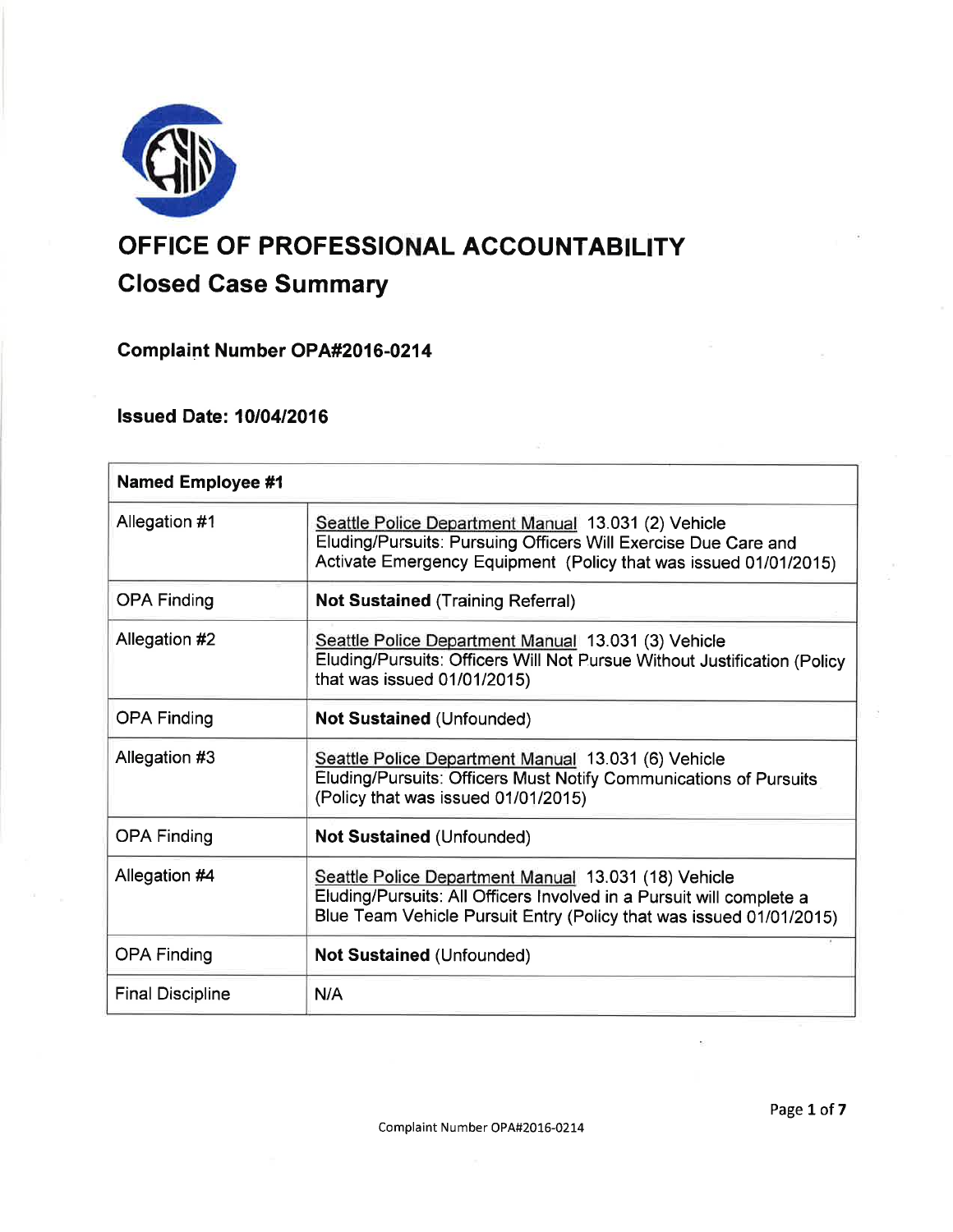# OFFICE OF PROFESSIONAL ACCOUNTABILITY

## Closed Case Summary

### Complaint Number OPA#2016-0214

### Issued Date: 10/04/2016

| Named Employee #1 | |
|---|---|
| Allegation #1 | Seattle Police Department Manual 13.031 (2) Vehicle Eluding/Pursuits: Pursuing Officers Will Exercise Due Care and Activate Emergency Equipment (Policy that was issued 01/01/2015) |
| OPA Finding | **Not Sustained** (Training Referral) |
| Allegation #2 | Seattle Police Department Manual 13.031 (3) Vehicle Eluding/Pursuits: Officers Will Not Pursue Without Justification (Policy that was issued 01/01/2015) |
| OPA Finding | **Not Sustained** (Unfounded) |
| Allegation #3 | Seattle Police Department Manual 13.031 (6) Vehicle Eluding/Pursuits: Officers Must Notify Communications of Pursuits (Policy that was issued 01/01/2015) |
| OPA Finding | **Not Sustained** (Unfounded) |
| Allegation #4 | Seattle Police Department Manual 13.031 (18) Vehicle Eluding/Pursuits: All Officers Involved in a Pursuit will complete a Blue Team Vehicle Pursuit Entry (Policy that was issued 01/01/2015) |
| OPA Finding | **Not Sustained** (Unfounded) |
| Final Discipline | N/A |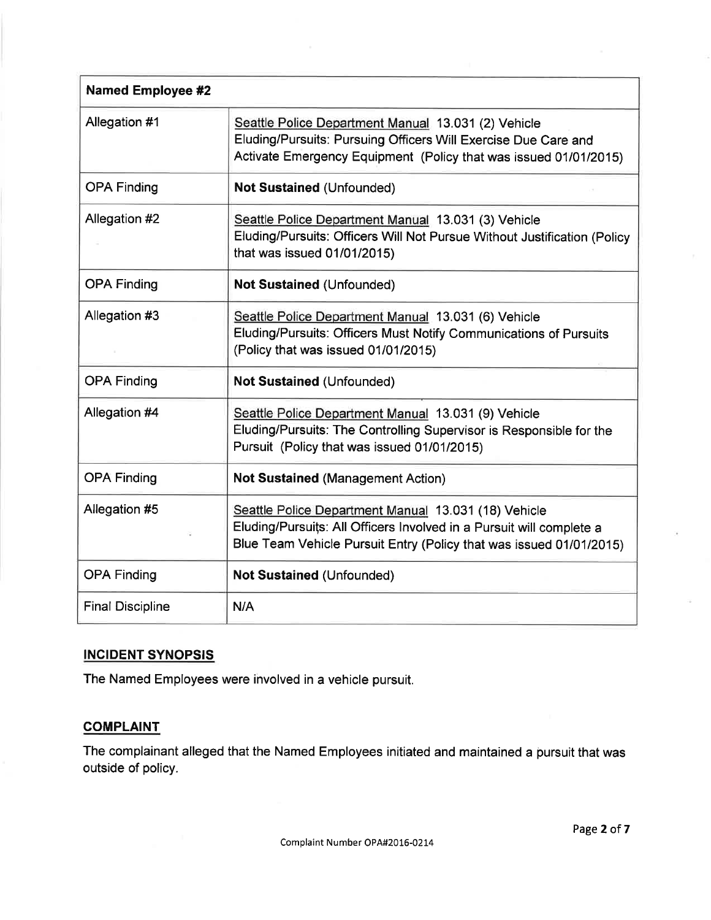| Named Employee #2 | |
|---|---|
| Allegation #1 | Seattle Police Department Manual 13.031 (2) Vehicle Eluding/Pursuits: Pursuing Officers Will Exercise Due Care and Activate Emergency Equipment (Policy that was issued 01/01/2015) |
| OPA Finding | **Not Sustained** (Unfounded) |
| Allegation #2 | Seattle Police Department Manual 13.031 (3) Vehicle Eluding/Pursuits: Officers Will Not Pursue Without Justification (Policy that was issued 01/01/2015) |
| OPA Finding | **Not Sustained** (Unfounded) |
| Allegation #3 | Seattle Police Department Manual 13.031 (6) Vehicle Eluding/Pursuits: Officers Must Notify Communications of Pursuits (Policy that was issued 01/01/2015) |
| OPA Finding | **Not Sustained** (Unfounded) |
| Allegation #4 | Seattle Police Department Manual 13.031 (9) Vehicle Eluding/Pursuits: The Controlling Supervisor is Responsible for the Pursuit (Policy that was issued 01/01/2015) |
| OPA Finding | **Not Sustained** (Management Action) |
| Allegation #5 | Seattle Police Department Manual 13.031 (18) Vehicle Eluding/Pursuits: All Officers Involved in a Pursuit will complete a Blue Team Vehicle Pursuit Entry (Policy that was issued 01/01/2015) |
| OPA Finding | **Not Sustained** (Unfounded) |
| Final Discipline | N/A |

## INCIDENT SYNOPSIS

The Named Employees were involved in a vehicle pursuit.

## COMPLAINT

The complainant alleged that the Named Employees initiated and maintained a pursuit that was outside of policy.

Complaint Number OPA#2016-0214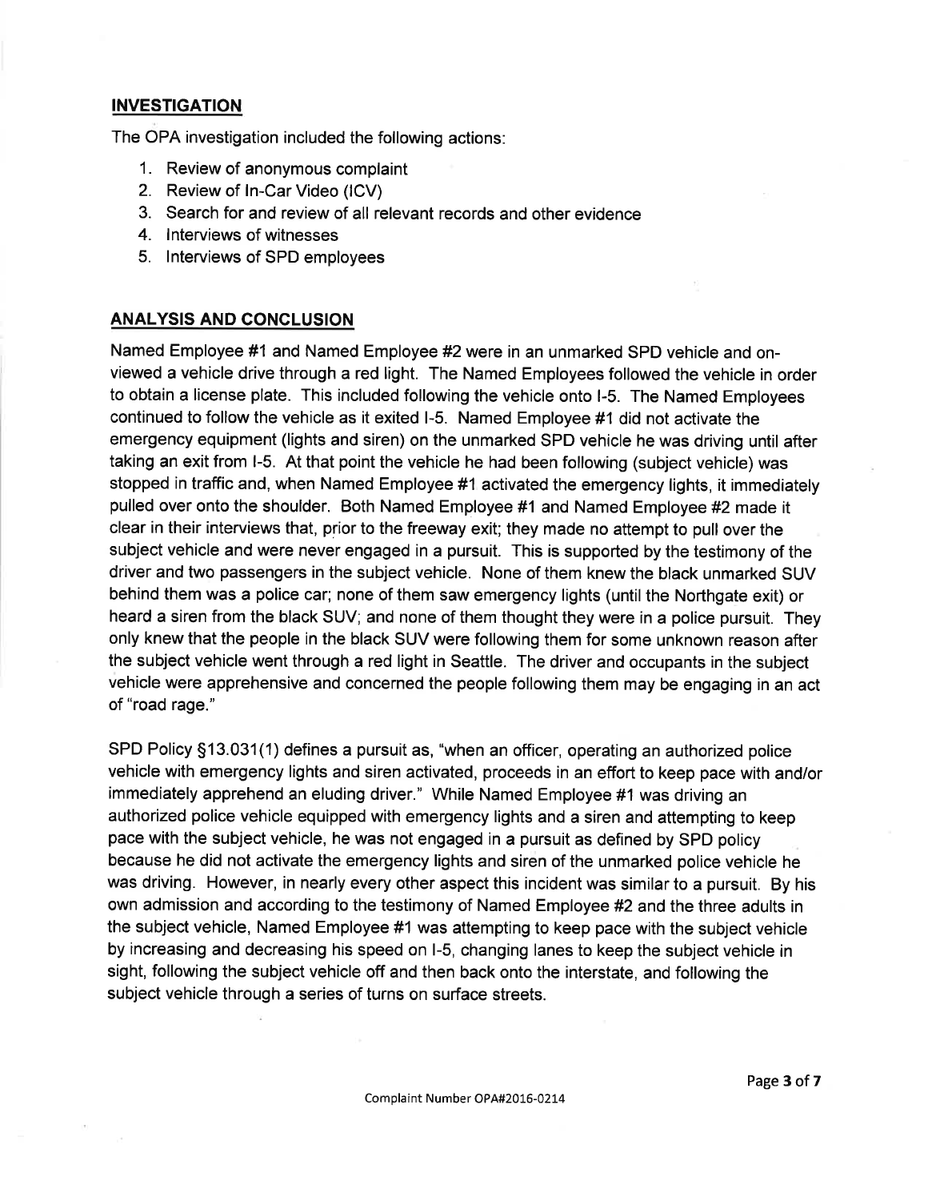## INVESTIGATION

The OPA investigation included the following actions:

1. Review of anonymous complaint
2. Review of In-Car Video (ICV)
3. Search for and review of all relevant records and other evidence
4. Interviews of witnesses
5. Interviews of SPD employees

## ANALYSIS AND CONCLUSION

Named Employee #1 and Named Employee #2 were in an unmarked SPD vehicle and on-viewed a vehicle drive through a red light. The Named Employees followed the vehicle in order to obtain a license plate. This included following the vehicle onto I-5. The Named Employees continued to follow the vehicle as it exited I-5. Named Employee #1 did not activate the emergency equipment (lights and siren) on the unmarked SPD vehicle he was driving until after taking an exit from I-5. At that point the vehicle he had been following (subject vehicle) was stopped in traffic and, when Named Employee #1 activated the emergency lights, it immediately pulled over onto the shoulder. Both Named Employee #1 and Named Employee #2 made it clear in their interviews that, prior to the freeway exit; they made no attempt to pull over the subject vehicle and were never engaged in a pursuit. This is supported by the testimony of the driver and two passengers in the subject vehicle. None of them knew the black unmarked SUV behind them was a police car; none of them saw emergency lights (until the Northgate exit) or heard a siren from the black SUV; and none of them thought they were in a police pursuit. They only knew that the people in the black SUV were following them for some unknown reason after the subject vehicle went through a red light in Seattle. The driver and occupants in the subject vehicle were apprehensive and concerned the people following them may be engaging in an act of "road rage."

SPD Policy §13.031(1) defines a pursuit as, "when an officer, operating an authorized police vehicle with emergency lights and siren activated, proceeds in an effort to keep pace with and/or immediately apprehend an eluding driver." While Named Employee #1 was driving an authorized police vehicle equipped with emergency lights and a siren and attempting to keep pace with the subject vehicle, he was not engaged in a pursuit as defined by SPD policy because he did not activate the emergency lights and siren of the unmarked police vehicle he was driving. However, in nearly every other aspect this incident was similar to a pursuit. By his own admission and according to the testimony of Named Employee #2 and the three adults in the subject vehicle, Named Employee #1 was attempting to keep pace with the subject vehicle by increasing and decreasing his speed on I-5, changing lanes to keep the subject vehicle in sight, following the subject vehicle off and then back onto the interstate, and following the subject vehicle through a series of turns on surface streets.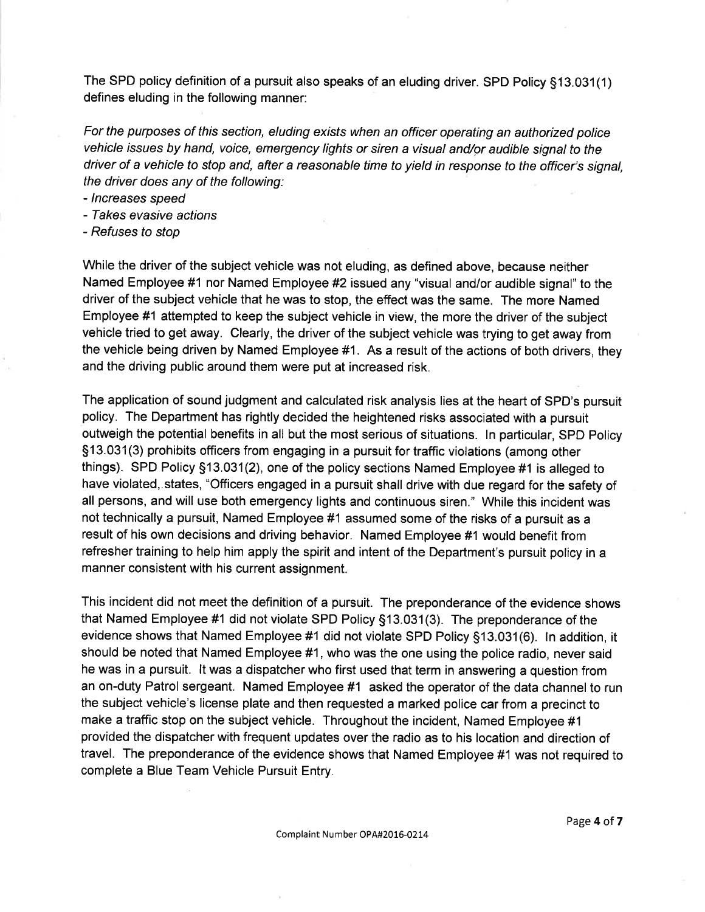The SPD policy definition of a pursuit also speaks of an eluding driver. SPD Policy §13.031(1) defines eluding in the following manner:

*For the purposes of this section, eluding exists when an officer operating an authorized police vehicle issues by hand, voice, emergency lights or siren a visual and/or audible signal to the driver of a vehicle to stop and, after a reasonable time to yield in response to the officer's signal, the driver does any of the following:*

- *Increases speed*
- *Takes evasive actions*
- *Refuses to stop*

While the driver of the subject vehicle was not eluding, as defined above, because neither Named Employee #1 nor Named Employee #2 issued any "visual and/or audible signal" to the driver of the subject vehicle that he was to stop, the effect was the same. The more Named Employee #1 attempted to keep the subject vehicle in view, the more the driver of the subject vehicle tried to get away. Clearly, the driver of the subject vehicle was trying to get away from the vehicle being driven by Named Employee #1. As a result of the actions of both drivers, they and the driving public around them were put at increased risk.

The application of sound judgment and calculated risk analysis lies at the heart of SPD's pursuit policy. The Department has rightly decided the heightened risks associated with a pursuit outweigh the potential benefits in all but the most serious of situations. In particular, SPD Policy §13.031(3) prohibits officers from engaging in a pursuit for traffic violations (among other things). SPD Policy §13.031(2), one of the policy sections Named Employee #1 is alleged to have violated, states, "Officers engaged in a pursuit shall drive with due regard for the safety of all persons, and will use both emergency lights and continuous siren." While this incident was not technically a pursuit, Named Employee #1 assumed some of the risks of a pursuit as a result of his own decisions and driving behavior. Named Employee #1 would benefit from refresher training to help him apply the spirit and intent of the Department's pursuit policy in a manner consistent with his current assignment.

This incident did not meet the definition of a pursuit. The preponderance of the evidence shows that Named Employee #1 did not violate SPD Policy §13.031(3). The preponderance of the evidence shows that Named Employee #1 did not violate SPD Policy §13.031(6). In addition, it should be noted that Named Employee #1, who was the one using the police radio, never said he was in a pursuit. It was a dispatcher who first used that term in answering a question from an on-duty Patrol sergeant. Named Employee #1 asked the operator of the data channel to run the subject vehicle's license plate and then requested a marked police car from a precinct to make a traffic stop on the subject vehicle. Throughout the incident, Named Employee #1 provided the dispatcher with frequent updates over the radio as to his location and direction of travel. The preponderance of the evidence shows that Named Employee #1 was not required to complete a Blue Team Vehicle Pursuit Entry.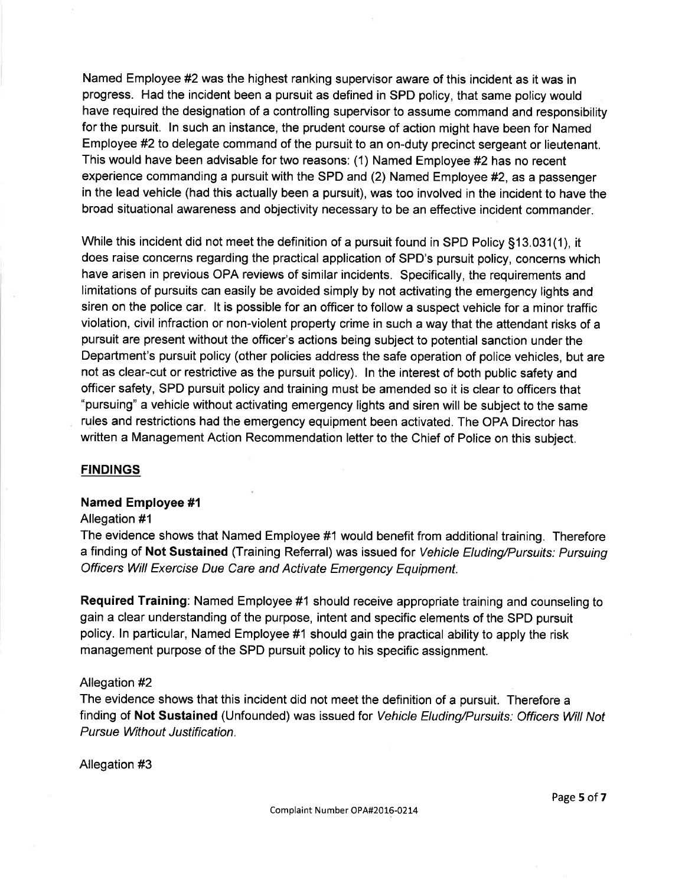Named Employee #2 was the highest ranking supervisor aware of this incident as it was in progress. Had the incident been a pursuit as defined in SPD policy, that same policy would have required the designation of a controlling supervisor to assume command and responsibility for the pursuit. In such an instance, the prudent course of action might have been for Named Employee #2 to delegate command of the pursuit to an on-duty precinct sergeant or lieutenant. This would have been advisable for two reasons: (1) Named Employee #2 has no recent experience commanding a pursuit with the SPD and (2) Named Employee #2, as a passenger in the lead vehicle (had this actually been a pursuit), was too involved in the incident to have the broad situational awareness and objectivity necessary to be an effective incident commander.

While this incident did not meet the definition of a pursuit found in SPD Policy §13.031(1), it does raise concerns regarding the practical application of SPD's pursuit policy, concerns which have arisen in previous OPA reviews of similar incidents. Specifically, the requirements and limitations of pursuits can easily be avoided simply by not activating the emergency lights and siren on the police car. It is possible for an officer to follow a suspect vehicle for a minor traffic violation, civil infraction or non-violent property crime in such a way that the attendant risks of a pursuit are present without the officer's actions being subject to potential sanction under the Department's pursuit policy (other policies address the safe operation of police vehicles, but are not as clear-cut or restrictive as the pursuit policy). In the interest of both public safety and officer safety, SPD pursuit policy and training must be amended so it is clear to officers that "pursuing" a vehicle without activating emergency lights and siren will be subject to the same rules and restrictions had the emergency equipment been activated. The OPA Director has written a Management Action Recommendation letter to the Chief of Police on this subject.

## FINDINGS

### Named Employee #1

Allegation #1

The evidence shows that Named Employee #1 would benefit from additional training. Therefore a finding of **Not Sustained** (Training Referral) was issued for *Vehicle Eluding/Pursuits: Pursuing Officers Will Exercise Due Care and Activate Emergency Equipment.*

**Required Training**: Named Employee #1 should receive appropriate training and counseling to gain a clear understanding of the purpose, intent and specific elements of the SPD pursuit policy. In particular, Named Employee #1 should gain the practical ability to apply the risk management purpose of the SPD pursuit policy to his specific assignment.

Allegation #2

The evidence shows that this incident did not meet the definition of a pursuit. Therefore a finding of **Not Sustained** (Unfounded) was issued for *Vehicle Eluding/Pursuits: Officers Will Not Pursue Without Justification.*

Allegation #3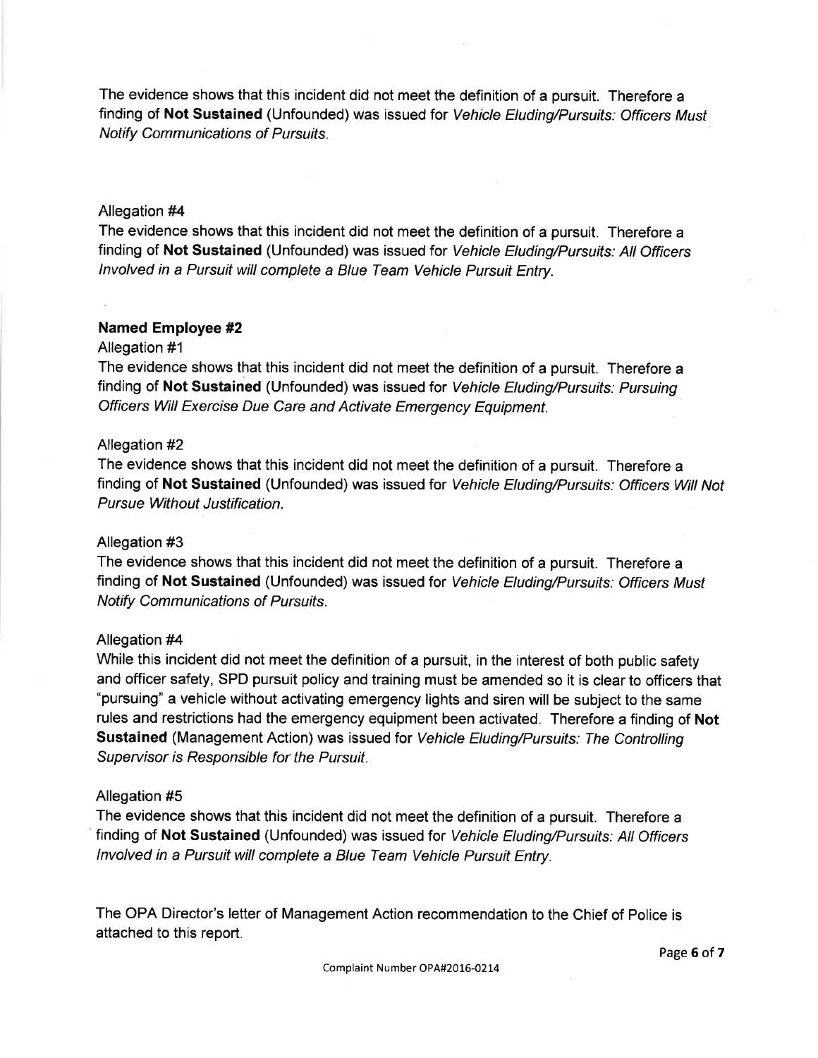The evidence shows that this incident did not meet the definition of a pursuit. Therefore a finding of **Not Sustained** (Unfounded) was issued for *Vehicle Eluding/Pursuits: Officers Must Notify Communications of Pursuits.*

Allegation #4

The evidence shows that this incident did not meet the definition of a pursuit. Therefore a finding of **Not Sustained** (Unfounded) was issued for *Vehicle Eluding/Pursuits: All Officers Involved in a Pursuit will complete a Blue Team Vehicle Pursuit Entry.*

**Named Employee #2**

Allegation #1

The evidence shows that this incident did not meet the definition of a pursuit. Therefore a finding of **Not Sustained** (Unfounded) was issued for *Vehicle Eluding/Pursuits: Pursuing Officers Will Exercise Due Care and Activate Emergency Equipment.*

Allegation #2

The evidence shows that this incident did not meet the definition of a pursuit. Therefore a finding of **Not Sustained** (Unfounded) was issued for *Vehicle Eluding/Pursuits: Officers Will Not Pursue Without Justification.*

Allegation #3

The evidence shows that this incident did not meet the definition of a pursuit. Therefore a finding of **Not Sustained** (Unfounded) was issued for *Vehicle Eluding/Pursuits: Officers Must Notify Communications of Pursuits.*

Allegation #4

While this incident did not meet the definition of a pursuit, in the interest of both public safety and officer safety, SPD pursuit policy and training must be amended so it is clear to officers that "pursuing" a vehicle without activating emergency lights and siren will be subject to the same rules and restrictions had the emergency equipment been activated. Therefore a finding of **Not Sustained** (Management Action) was issued for *Vehicle Eluding/Pursuits: The Controlling Supervisor is Responsible for the Pursuit.*

Allegation #5

The evidence shows that this incident did not meet the definition of a pursuit. Therefore a finding of **Not Sustained** (Unfounded) was issued for *Vehicle Eluding/Pursuits: All Officers Involved in a Pursuit will complete a Blue Team Vehicle Pursuit Entry.*

The OPA Director's letter of Management Action recommendation to the Chief of Police is attached to this report.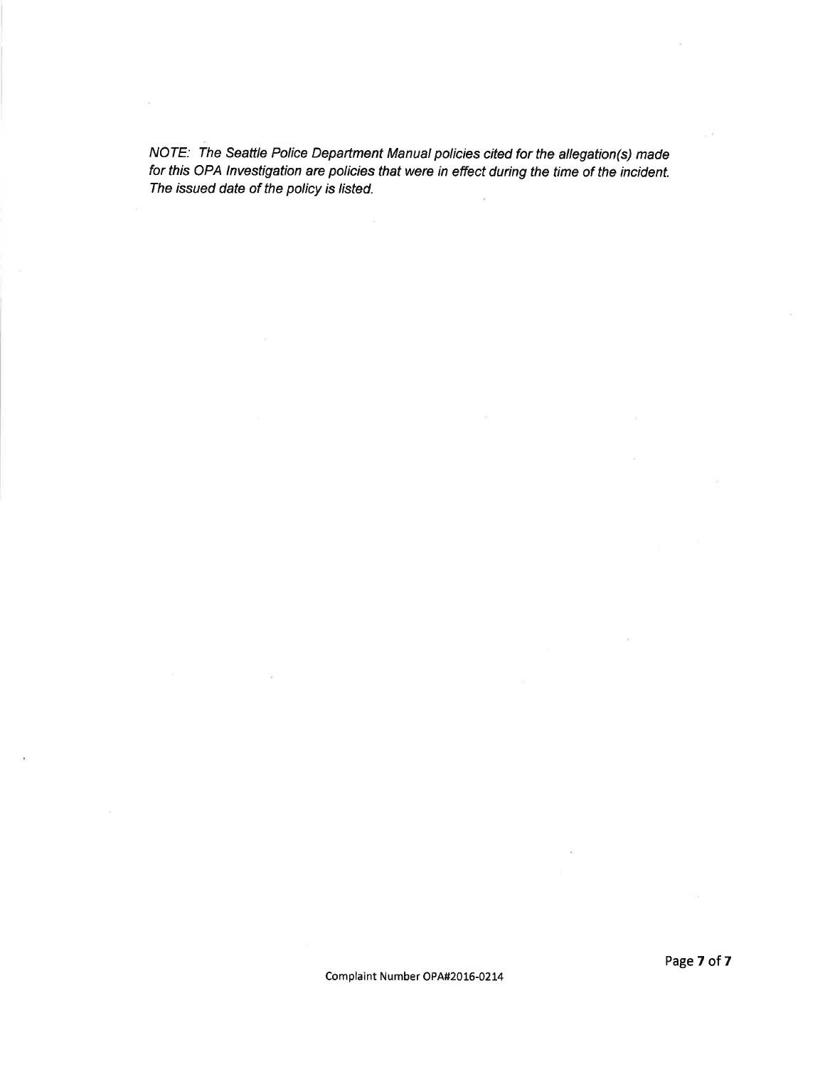*NOTE: The Seattle Police Department Manual policies cited for the allegation(s) made for this OPA Investigation are policies that were in effect during the time of the incident. The issued date of the policy is listed.*

Complaint Number OPA#2016-0214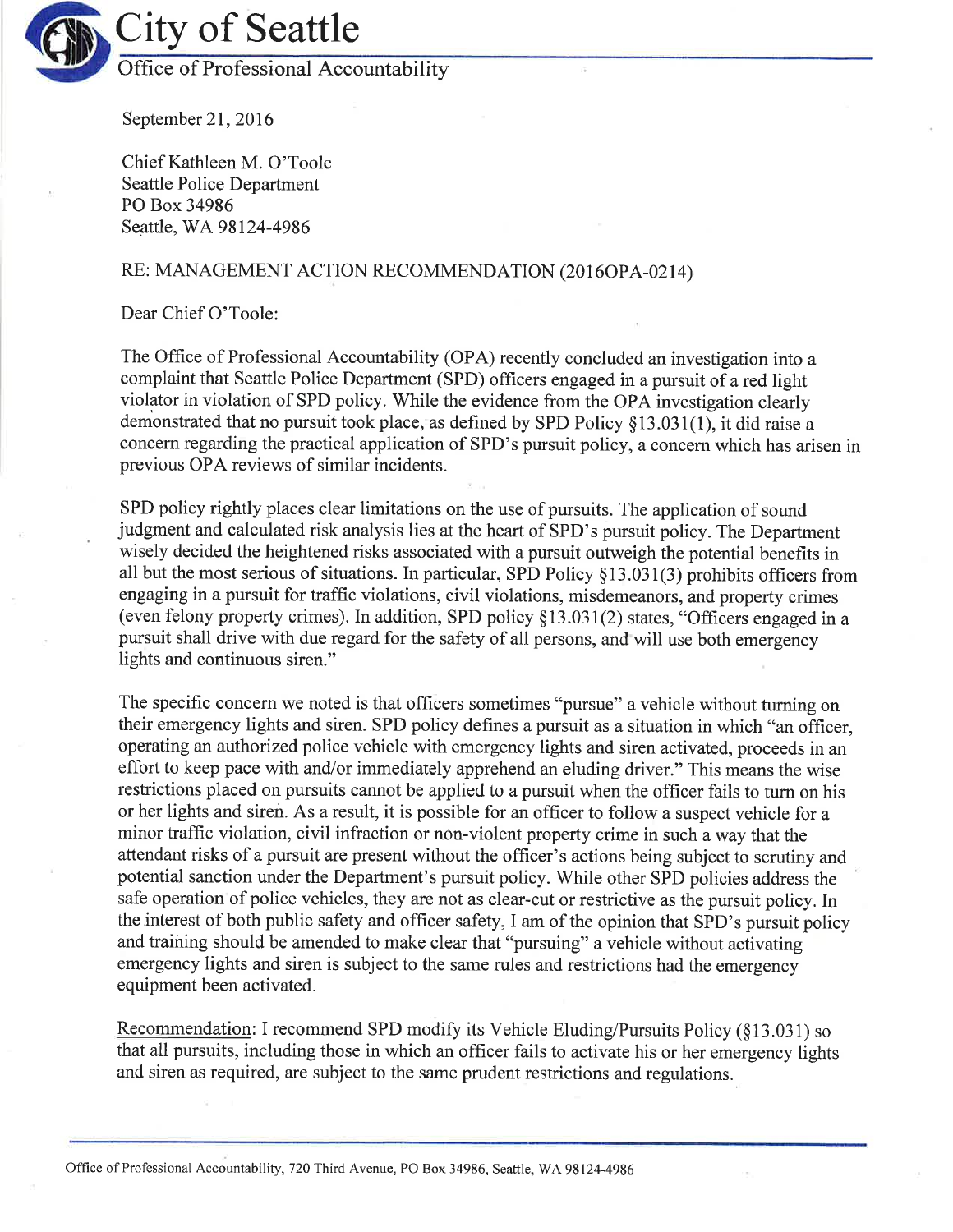# City of Seattle

## Office of Professional Accountability

September 21, 2016

Chief Kathleen M. O'Toole
Seattle Police Department
PO Box 34986
Seattle, WA 98124-4986

RE: MANAGEMENT ACTION RECOMMENDATION (2016OPA-0214)

Dear Chief O'Toole:

The Office of Professional Accountability (OPA) recently concluded an investigation into a complaint that Seattle Police Department (SPD) officers engaged in a pursuit of a red light violator in violation of SPD policy. While the evidence from the OPA investigation clearly demonstrated that no pursuit took place, as defined by SPD Policy §13.031(1), it did raise a concern regarding the practical application of SPD's pursuit policy, a concern which has arisen in previous OPA reviews of similar incidents.

SPD policy rightly places clear limitations on the use of pursuits. The application of sound judgment and calculated risk analysis lies at the heart of SPD's pursuit policy. The Department wisely decided the heightened risks associated with a pursuit outweigh the potential benefits in all but the most serious of situations. In particular, SPD Policy §13.031(3) prohibits officers from engaging in a pursuit for traffic violations, civil violations, misdemeanors, and property crimes (even felony property crimes). In addition, SPD policy §13.031(2) states, "Officers engaged in a pursuit shall drive with due regard for the safety of all persons, and will use both emergency lights and continuous siren."

The specific concern we noted is that officers sometimes "pursue" a vehicle without turning on their emergency lights and siren. SPD policy defines a pursuit as a situation in which "an officer, operating an authorized police vehicle with emergency lights and siren activated, proceeds in an effort to keep pace with and/or immediately apprehend an eluding driver." This means the wise restrictions placed on pursuits cannot be applied to a pursuit when the officer fails to turn on his or her lights and siren. As a result, it is possible for an officer to follow a suspect vehicle for a minor traffic violation, civil infraction or non-violent property crime in such a way that the attendant risks of a pursuit are present without the officer's actions being subject to scrutiny and potential sanction under the Department's pursuit policy. While other SPD policies address the safe operation of police vehicles, they are not as clear-cut or restrictive as the pursuit policy. In the interest of both public safety and officer safety, I am of the opinion that SPD's pursuit policy and training should be amended to make clear that "pursuing" a vehicle without activating emergency lights and siren is subject to the same rules and restrictions had the emergency equipment been activated.

<u>Recommendation</u>: I recommend SPD modify its Vehicle Eluding/Pursuits Policy (§13.031) so that all pursuits, including those in which an officer fails to activate his or her emergency lights and siren as required, are subject to the same prudent restrictions and regulations.

Office of Professional Accountability, 720 Third Avenue, PO Box 34986, Seattle, WA 98124-4986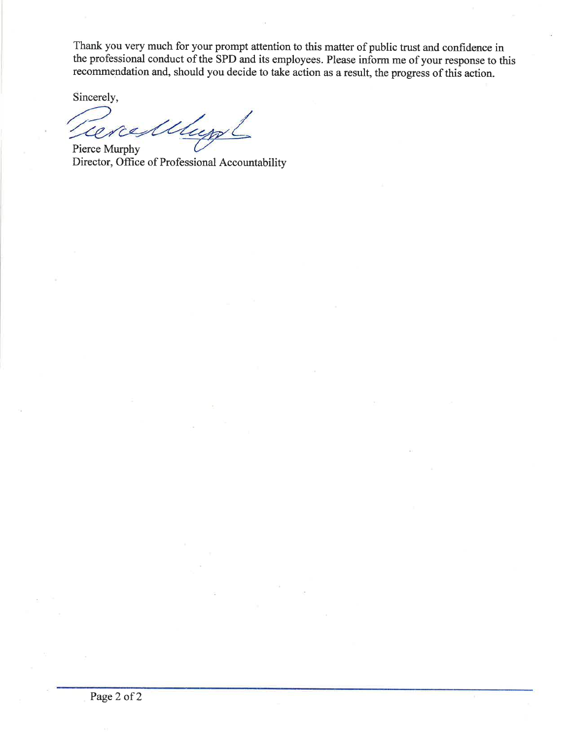Thank you very much for your prompt attention to this matter of public trust and confidence in the professional conduct of the SPD and its employees. Please inform me of your response to this recommendation and, should you decide to take action as a result, the progress of this action.

Sincerely,

Pierce Murphy
Director, Office of Professional Accountability